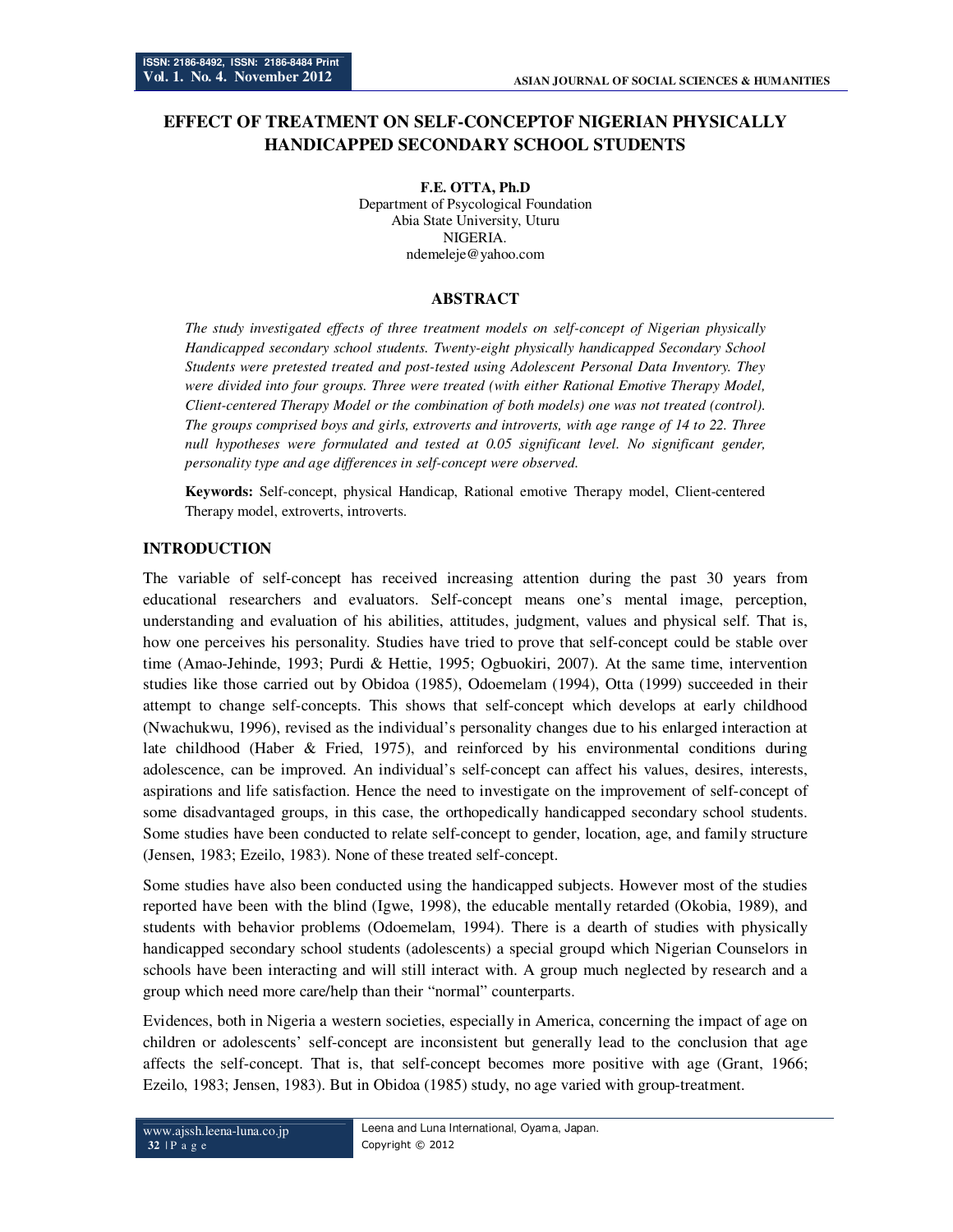# EFFECT OF TREATMENT ON SELF-CONCEPTOF NIGERIAN PHYSICALLY HANDICAPPED SECONDARY SCHOOL STUDENTS

**F.E. OTTA, Ph.D**
Department of Psycological Foundation
Abia State University, Uturu
NIGERIA.
ndemeleje@yahoo.com

## ABSTRACT

*The study investigated effects of three treatment models on self-concept of Nigerian physically Handicapped secondary school students. Twenty-eight physically handicapped Secondary School Students were pretested treated and post-tested using Adolescent Personal Data Inventory. They were divided into four groups. Three were treated (with either Rational Emotive Therapy Model, Client-centered Therapy Model or the combination of both models) one was not treated (control). The groups comprised boys and girls, extroverts and introverts, with age range of 14 to 22. Three null hypotheses were formulated and tested at 0.05 significant level. No significant gender, personality type and age differences in self-concept were observed.*

**Keywords:** Self-concept, physical Handicap, Rational emotive Therapy model, Client-centered Therapy model, extroverts, introverts.

## INTRODUCTION

The variable of self-concept has received increasing attention during the past 30 years from educational researchers and evaluators. Self-concept means one's mental image, perception, understanding and evaluation of his abilities, attitudes, judgment, values and physical self. That is, how one perceives his personality. Studies have tried to prove that self-concept could be stable over time (Amao-Jehinde, 1993; Purdi & Hettie, 1995; Ogbuokiri, 2007). At the same time, intervention studies like those carried out by Obidoa (1985), Odoemelam (1994), Otta (1999) succeeded in their attempt to change self-concepts. This shows that self-concept which develops at early childhood (Nwachukwu, 1996), revised as the individual's personality changes due to his enlarged interaction at late childhood (Haber & Fried, 1975), and reinforced by his environmental conditions during adolescence, can be improved. An individual's self-concept can affect his values, desires, interests, aspirations and life satisfaction. Hence the need to investigate on the improvement of self-concept of some disadvantaged groups, in this case, the orthopedically handicapped secondary school students. Some studies have been conducted to relate self-concept to gender, location, age, and family structure (Jensen, 1983; Ezeilo, 1983). None of these treated self-concept.

Some studies have also been conducted using the handicapped subjects. However most of the studies reported have been with the blind (Igwe, 1998), the educable mentally retarded (Okobia, 1989), and students with behavior problems (Odoemelam, 1994). There is a dearth of studies with physically handicapped secondary school students (adolescents) a special groupd which Nigerian Counselors in schools have been interacting and will still interact with. A group much neglected by research and a group which need more care/help than their "normal" counterparts.

Evidences, both in Nigeria a western societies, especially in America, concerning the impact of age on children or adolescents' self-concept are inconsistent but generally lead to the conclusion that age affects the self-concept. That is, that self-concept becomes more positive with age (Grant, 1966; Ezeilo, 1983; Jensen, 1983). But in Obidoa (1985) study, no age varied with group-treatment.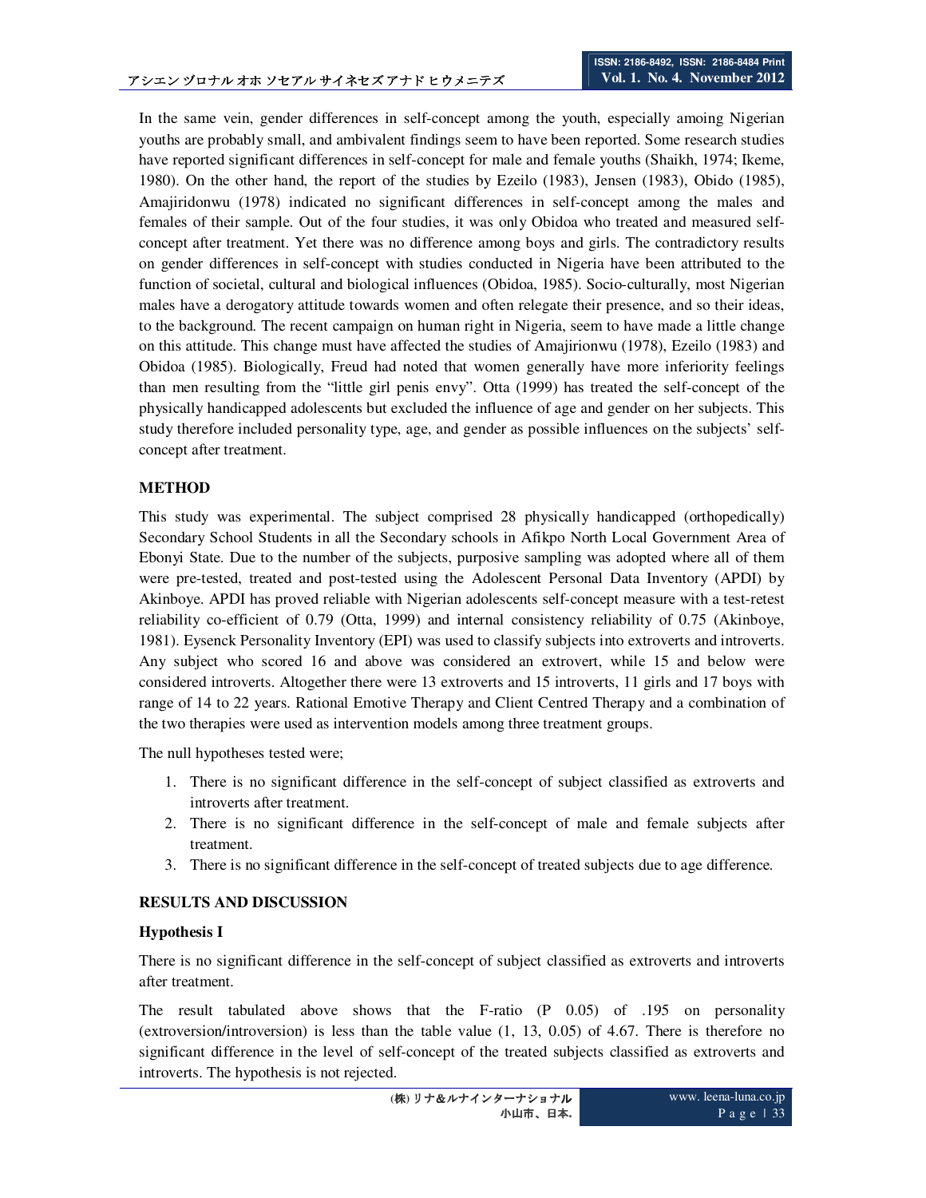In the same vein, gender differences in self-concept among the youth, especially amoing Nigerian youths are probably small, and ambivalent findings seem to have been reported. Some research studies have reported significant differences in self-concept for male and female youths (Shaikh, 1974; Ikeme, 1980). On the other hand, the report of the studies by Ezeilo (1983), Jensen (1983), Obido (1985), Amajiridonwu (1978) indicated no significant differences in self-concept among the males and females of their sample. Out of the four studies, it was only Obidoa who treated and measured self-concept after treatment. Yet there was no difference among boys and girls. The contradictory results on gender differences in self-concept with studies conducted in Nigeria have been attributed to the function of societal, cultural and biological influences (Obidoa, 1985). Socio-culturally, most Nigerian males have a derogatory attitude towards women and often relegate their presence, and so their ideas, to the background. The recent campaign on human right in Nigeria, seem to have made a little change on this attitude. This change must have affected the studies of Amajirionwu (1978), Ezeilo (1983) and Obidoa (1985). Biologically, Freud had noted that women generally have more inferiority feelings than men resulting from the "little girl penis envy". Otta (1999) has treated the self-concept of the physically handicapped adolescents but excluded the influence of age and gender on her subjects. This study therefore included personality type, age, and gender as possible influences on the subjects' self-concept after treatment.

## METHOD

This study was experimental. The subject comprised 28 physically handicapped (orthopedically) Secondary School Students in all the Secondary schools in Afikpo North Local Government Area of Ebonyi State. Due to the number of the subjects, purposive sampling was adopted where all of them were pre-tested, treated and post-tested using the Adolescent Personal Data Inventory (APDI) by Akinboye. APDI has proved reliable with Nigerian adolescents self-concept measure with a test-retest reliability co-efficient of 0.79 (Otta, 1999) and internal consistency reliability of 0.75 (Akinboye, 1981). Eysenck Personality Inventory (EPI) was used to classify subjects into extroverts and introverts. Any subject who scored 16 and above was considered an extrovert, while 15 and below were considered introverts. Altogether there were 13 extroverts and 15 introverts, 11 girls and 17 boys with range of 14 to 22 years. Rational Emotive Therapy and Client Centred Therapy and a combination of the two therapies were used as intervention models among three treatment groups.

The null hypotheses tested were;

1. There is no significant difference in the self-concept of subject classified as extroverts and introverts after treatment.
2. There is no significant difference in the self-concept of male and female subjects after treatment.
3. There is no significant difference in the self-concept of treated subjects due to age difference.

## RESULTS AND DISCUSSION

### Hypothesis I

There is no significant difference in the self-concept of subject classified as extroverts and introverts after treatment.

The result tabulated above shows that the F-ratio (P 0.05) of .195 on personality (extroversion/introversion) is less than the table value (1, 13, 0.05) of 4.67. There is therefore no significant difference in the level of self-concept of the treated subjects classified as extroverts and introverts. The hypothesis is not rejected.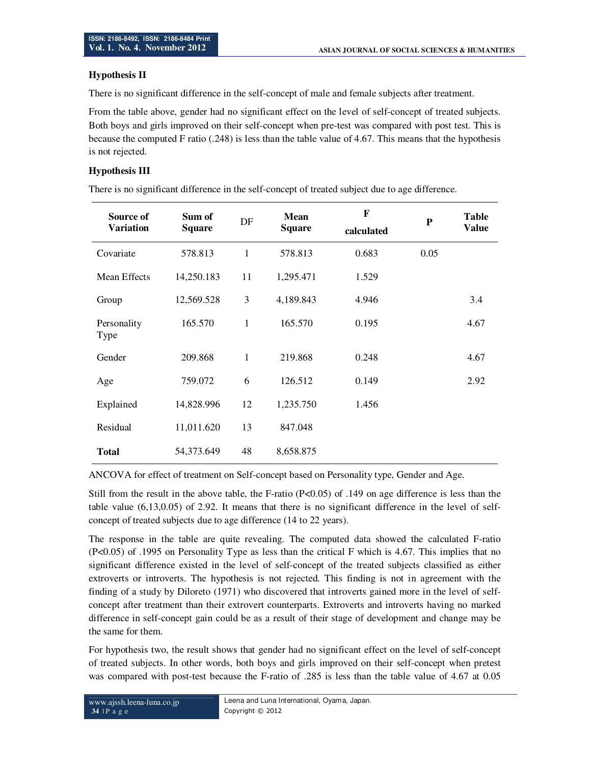### Hypothesis II

There is no significant difference in the self-concept of male and female subjects after treatment.

From the table above, gender had no significant effect on the level of self-concept of treated subjects. Both boys and girls improved on their self-concept when pre-test was compared with post test. This is because the computed F ratio (.248) is less than the table value of 4.67. This means that the hypothesis is not rejected.

### Hypothesis III

There is no significant difference in the self-concept of treated subject due to age difference.

| Source of Variation | Sum of Square | DF | Mean Square | F calculated | P | Table Value |
|---|---|---|---|---|---|---|
| Covariate | 578.813 | 1 | 578.813 | 0.683 | 0.05 | |
| Mean Effects | 14,250.183 | 11 | 1,295.471 | 1.529 | | |
| Group | 12,569.528 | 3 | 4,189.843 | 4.946 | | 3.4 |
| Personality Type | 165.570 | 1 | 165.570 | 0.195 | | 4.67 |
| Gender | 209.868 | 1 | 219.868 | 0.248 | | 4.67 |
| Age | 759.072 | 6 | 126.512 | 0.149 | | 2.92 |
| Explained | 14,828.996 | 12 | 1,235.750 | 1.456 | | |
| Residual | 11,011.620 | 13 | 847.048 | | | |
| **Total** | 54,373.649 | 48 | 8,658.875 | | | |

ANCOVA for effect of treatment on Self-concept based on Personality type, Gender and Age.

Still from the result in the above table, the F-ratio ($P<0.05$) of .149 on age difference is less than the table value (6,13,0.05) of 2.92. It means that there is no significant difference in the level of self-concept of treated subjects due to age difference (14 to 22 years).

The response in the table are quite revealing. The computed data showed the calculated F-ratio ($P<0.05$) of .1995 on Personality Type as less than the critical F which is 4.67. This implies that no significant difference existed in the level of self-concept of the treated subjects classified as either extroverts or introverts. The hypothesis is not rejected. This finding is not in agreement with the finding of a study by Diloreto (1971) who discovered that introverts gained more in the level of self-concept after treatment than their extrovert counterparts. Extroverts and introverts having no marked difference in self-concept gain could be as a result of their stage of development and change may be the same for them.

For hypothesis two, the result shows that gender had no significant effect on the level of self-concept of treated subjects. In other words, both boys and girls improved on their self-concept when pretest was compared with post-test because the F-ratio of .285 is less than the table value of 4.67 at 0.05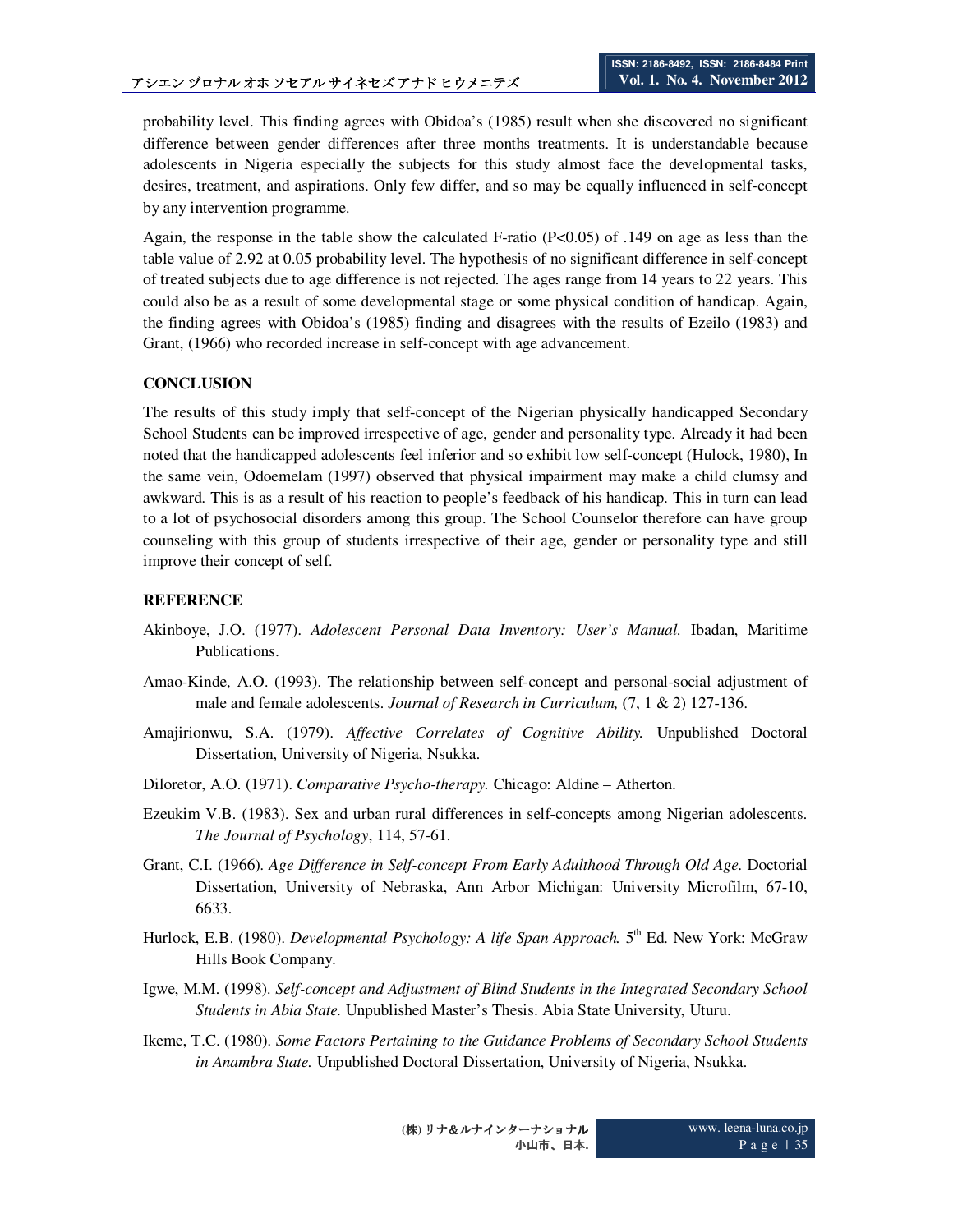probability level. This finding agrees with Obidoa's (1985) result when she discovered no significant difference between gender differences after three months treatments. It is understandable because adolescents in Nigeria especially the subjects for this study almost face the developmental tasks, desires, treatment, and aspirations. Only few differ, and so may be equally influenced in self-concept by any intervention programme.

Again, the response in the table show the calculated F-ratio ($P<0.05$) of .149 on age as less than the table value of 2.92 at 0.05 probability level. The hypothesis of no significant difference in self-concept of treated subjects due to age difference is not rejected. The ages range from 14 years to 22 years. This could also be as a result of some developmental stage or some physical condition of handicap. Again, the finding agrees with Obidoa's (1985) finding and disagrees with the results of Ezeilo (1983) and Grant, (1966) who recorded increase in self-concept with age advancement.

## CONCLUSION

The results of this study imply that self-concept of the Nigerian physically handicapped Secondary School Students can be improved irrespective of age, gender and personality type. Already it had been noted that the handicapped adolescents feel inferior and so exhibit low self-concept (Hulock, 1980), In the same vein, Odoemelam (1997) observed that physical impairment may make a child clumsy and awkward. This is as a result of his reaction to people's feedback of his handicap. This in turn can lead to a lot of psychosocial disorders among this group. The School Counselor therefore can have group counseling with this group of students irrespective of their age, gender or personality type and still improve their concept of self.

## REFERENCE

Akinboye, J.O. (1977). *Adolescent Personal Data Inventory: User's Manual.* Ibadan, Maritime Publications.

Amao-Kinde, A.O. (1993). The relationship between self-concept and personal-social adjustment of male and female adolescents. *Journal of Research in Curriculum,* (7, 1 & 2) 127-136.

Amajirionwu, S.A. (1979). *Affective Correlates of Cognitive Ability.* Unpublished Doctoral Dissertation, University of Nigeria, Nsukka.

Diloretor, A.O. (1971). *Comparative Psycho-therapy.* Chicago: Aldine – Atherton.

Ezeukim V.B. (1983). Sex and urban rural differences in self-concepts among Nigerian adolescents. *The Journal of Psychology*, 114, 57-61.

Grant, C.I. (1966). *Age Difference in Self-concept From Early Adulthood Through Old Age.* Doctorial Dissertation, University of Nebraska, Ann Arbor Michigan: University Microfilm, 67-10, 6633.

Hurlock, E.B. (1980). *Developmental Psychology: A life Span Approach.* 5th Ed. New York: McGraw Hills Book Company.

Igwe, M.M. (1998). *Self-concept and Adjustment of Blind Students in the Integrated Secondary School Students in Abia State.* Unpublished Master's Thesis. Abia State University, Uturu.

Ikeme, T.C. (1980). *Some Factors Pertaining to the Guidance Problems of Secondary School Students in Anambra State.* Unpublished Doctoral Dissertation, University of Nigeria, Nsukka.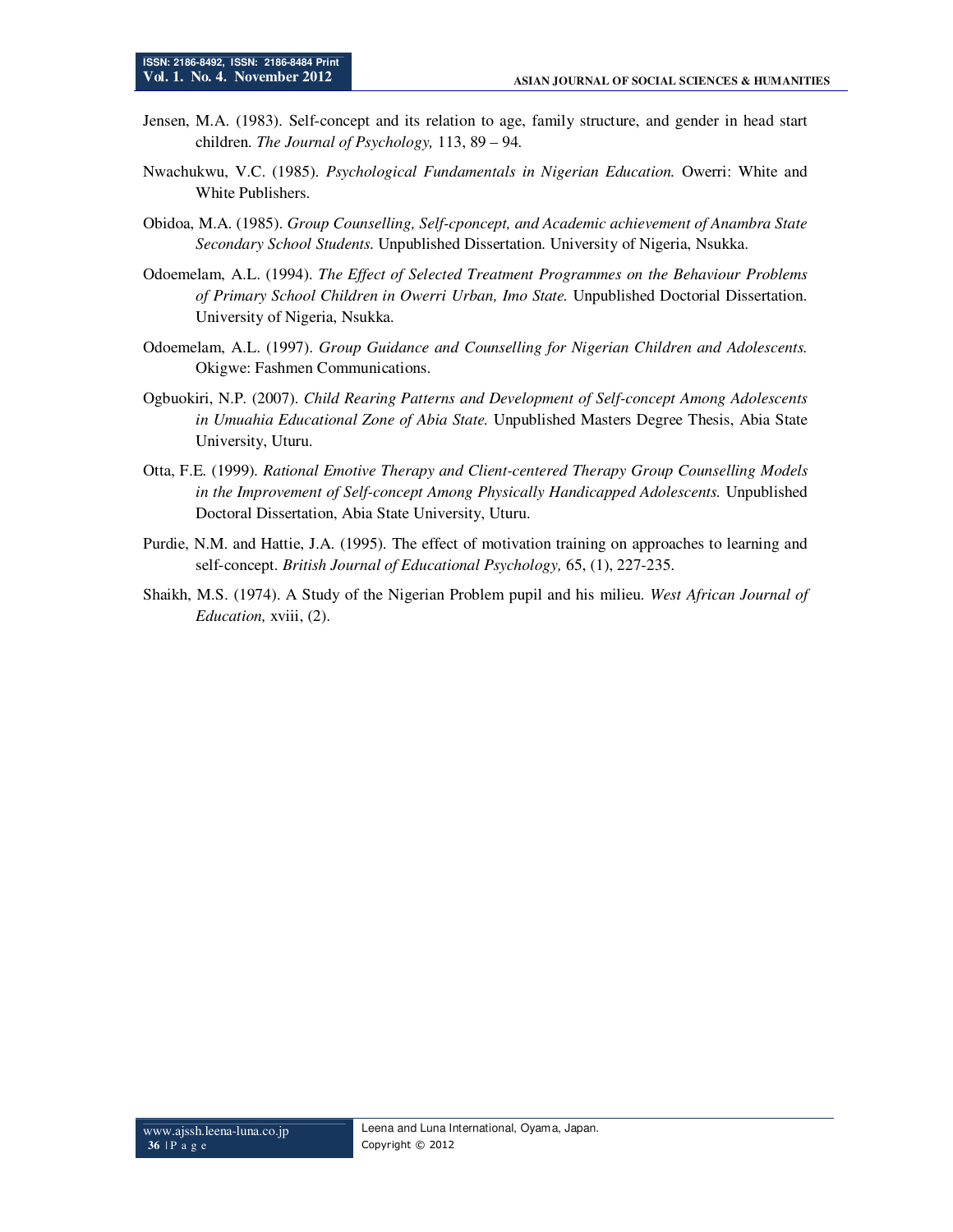Jensen, M.A. (1983). Self-concept and its relation to age, family structure, and gender in head start children. *The Journal of Psychology,* 113, 89 – 94.

Nwachukwu, V.C. (1985). *Psychological Fundamentals in Nigerian Education.* Owerri: White and White Publishers.

Obidoa, M.A. (1985). *Group Counselling, Self-cponcept, and Academic achievement of Anambra State Secondary School Students.* Unpublished Dissertation. University of Nigeria, Nsukka.

Odoemelam, A.L. (1994). *The Effect of Selected Treatment Programmes on the Behaviour Problems of Primary School Children in Owerri Urban, Imo State.* Unpublished Doctorial Dissertation. University of Nigeria, Nsukka.

Odoemelam, A.L. (1997). *Group Guidance and Counselling for Nigerian Children and Adolescents.* Okigwe: Fashmen Communications.

Ogbuokiri, N.P. (2007). *Child Rearing Patterns and Development of Self-concept Among Adolescents in Umuahia Educational Zone of Abia State.* Unpublished Masters Degree Thesis, Abia State University, Uturu.

Otta, F.E. (1999). *Rational Emotive Therapy and Client-centered Therapy Group Counselling Models in the Improvement of Self-concept Among Physically Handicapped Adolescents.* Unpublished Doctoral Dissertation, Abia State University, Uturu.

Purdie, N.M. and Hattie, J.A. (1995). The effect of motivation training on approaches to learning and self-concept. *British Journal of Educational Psychology,* 65, (1), 227-235.

Shaikh, M.S. (1974). A Study of the Nigerian Problem pupil and his milieu. *West African Journal of Education,* xviii, (2).